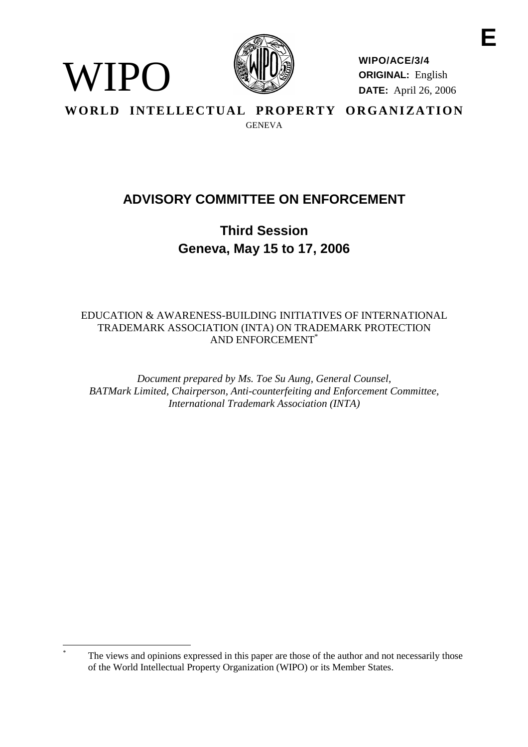WIPO

**WIPO/ACE/3/4**
**ORIGINAL:** English
**DATE:** April 26, 2006

**WORLD INTELLECTUAL PROPERTY ORGANIZATION**
GENEVA

# ADVISORY COMMITTEE ON ENFORCEMENT

## Third Session
## Geneva, May 15 to 17, 2006

EDUCATION & AWARENESS-BUILDING INITIATIVES OF INTERNATIONAL TRADEMARK ASSOCIATION (INTA) ON TRADEMARK PROTECTION AND ENFORCEMENT*

*Document prepared by Ms. Toe Su Aung, General Counsel, BATMark Limited, Chairperson, Anti-counterfeiting and Enforcement Committee, International Trademark Association (INTA)*

---

* The views and opinions expressed in this paper are those of the author and not necessarily those of the World Intellectual Property Organization (WIPO) or its Member States.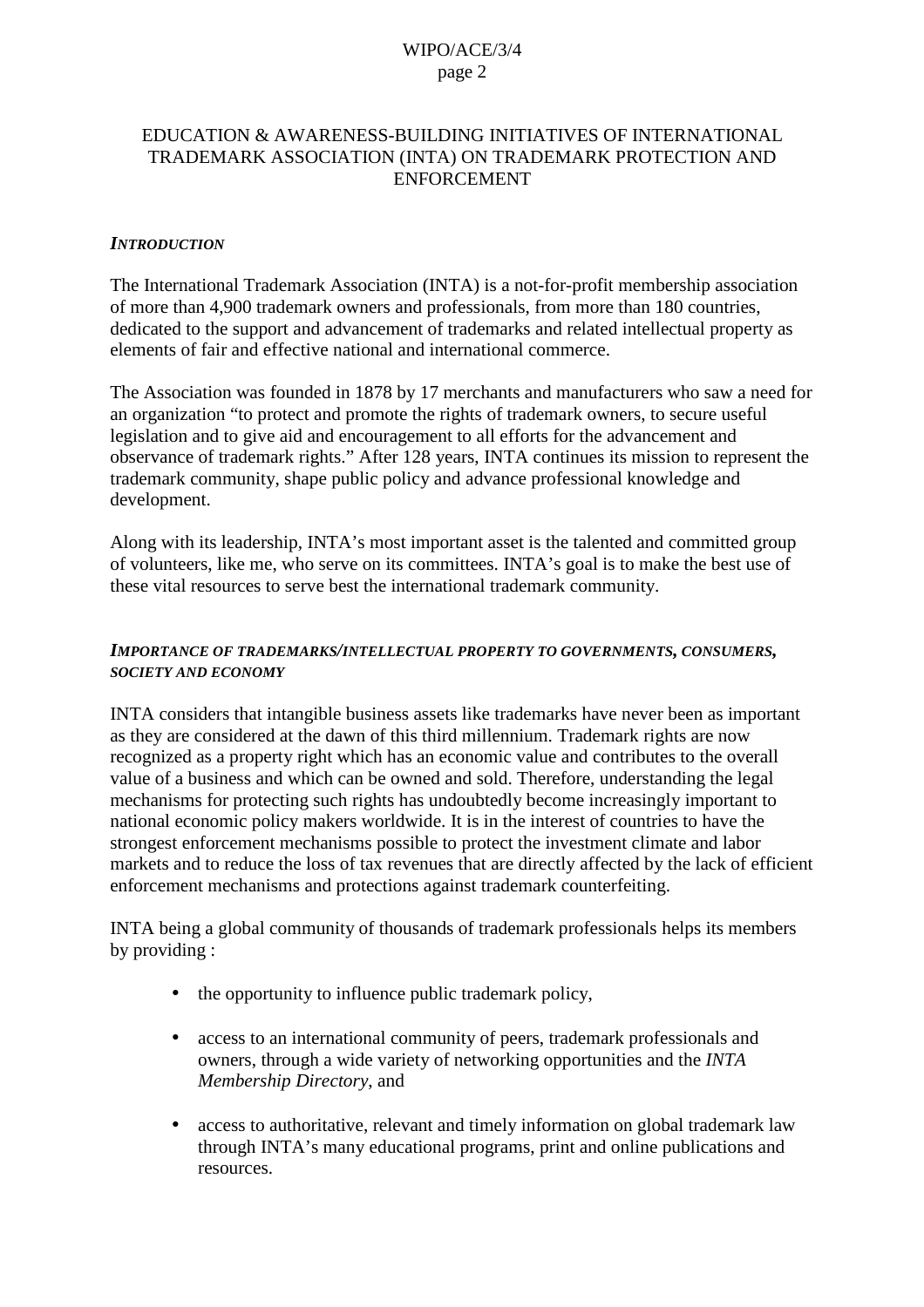## EDUCATION & AWARENESS-BUILDING INITIATIVES OF INTERNATIONAL TRADEMARK ASSOCIATION (INTA) ON TRADEMARK PROTECTION AND ENFORCEMENT

### *INTRODUCTION*

The International Trademark Association (INTA) is a not-for-profit membership association of more than 4,900 trademark owners and professionals, from more than 180 countries, dedicated to the support and advancement of trademarks and related intellectual property as elements of fair and effective national and international commerce.

The Association was founded in 1878 by 17 merchants and manufacturers who saw a need for an organization "to protect and promote the rights of trademark owners, to secure useful legislation and to give aid and encouragement to all efforts for the advancement and observance of trademark rights." After 128 years, INTA continues its mission to represent the trademark community, shape public policy and advance professional knowledge and development.

Along with its leadership, INTA's most important asset is the talented and committed group of volunteers, like me, who serve on its committees. INTA's goal is to make the best use of these vital resources to serve best the international trademark community.

### *IMPORTANCE OF TRADEMARKS/INTELLECTUAL PROPERTY TO GOVERNMENTS, CONSUMERS, SOCIETY AND ECONOMY*

INTA considers that intangible business assets like trademarks have never been as important as they are considered at the dawn of this third millennium. Trademark rights are now recognized as a property right which has an economic value and contributes to the overall value of a business and which can be owned and sold. Therefore, understanding the legal mechanisms for protecting such rights has undoubtedly become increasingly important to national economic policy makers worldwide. It is in the interest of countries to have the strongest enforcement mechanisms possible to protect the investment climate and labor markets and to reduce the loss of tax revenues that are directly affected by the lack of efficient enforcement mechanisms and protections against trademark counterfeiting.

INTA being a global community of thousands of trademark professionals helps its members by providing :

- the opportunity to influence public trademark policy,
- access to an international community of peers, trademark professionals and owners, through a wide variety of networking opportunities and the *INTA Membership Directory*, and
- access to authoritative, relevant and timely information on global trademark law through INTA's many educational programs, print and online publications and resources.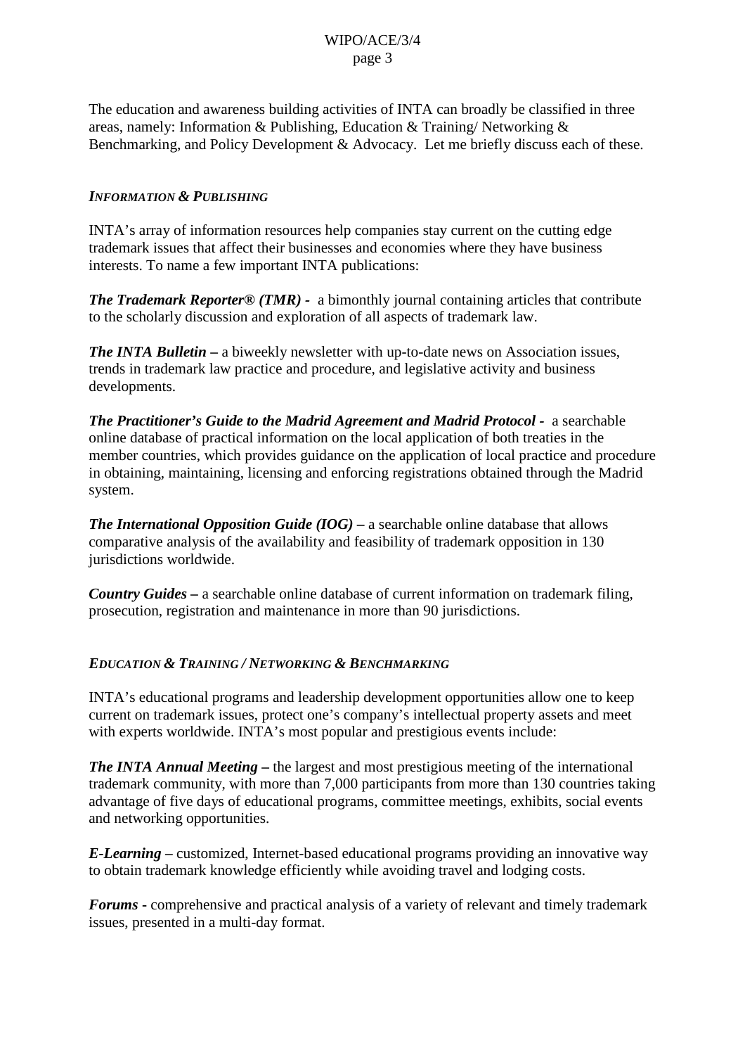The education and awareness building activities of INTA can broadly be classified in three areas, namely: Information & Publishing, Education & Training/ Networking & Benchmarking, and Policy Development & Advocacy. Let me briefly discuss each of these.

### *INFORMATION & PUBLISHING*

INTA's array of information resources help companies stay current on the cutting edge trademark issues that affect their businesses and economies where they have business interests. To name a few important INTA publications:

***The Trademark Reporter® (TMR)*** - a bimonthly journal containing articles that contribute to the scholarly discussion and exploration of all aspects of trademark law.

***The INTA Bulletin*** – a biweekly newsletter with up-to-date news on Association issues, trends in trademark law practice and procedure, and legislative activity and business developments.

***The Practitioner's Guide to the Madrid Agreement and Madrid Protocol*** - a searchable online database of practical information on the local application of both treaties in the member countries, which provides guidance on the application of local practice and procedure in obtaining, maintaining, licensing and enforcing registrations obtained through the Madrid system.

***The International Opposition Guide (IOG)*** – a searchable online database that allows comparative analysis of the availability and feasibility of trademark opposition in 130 jurisdictions worldwide.

***Country Guides*** – a searchable online database of current information on trademark filing, prosecution, registration and maintenance in more than 90 jurisdictions.

### *EDUCATION & TRAINING / NETWORKING & BENCHMARKING*

INTA's educational programs and leadership development opportunities allow one to keep current on trademark issues, protect one's company's intellectual property assets and meet with experts worldwide. INTA's most popular and prestigious events include:

***The INTA Annual Meeting*** – the largest and most prestigious meeting of the international trademark community, with more than 7,000 participants from more than 130 countries taking advantage of five days of educational programs, committee meetings, exhibits, social events and networking opportunities.

***E-Learning*** – customized, Internet-based educational programs providing an innovative way to obtain trademark knowledge efficiently while avoiding travel and lodging costs.

***Forums*** - comprehensive and practical analysis of a variety of relevant and timely trademark issues, presented in a multi-day format.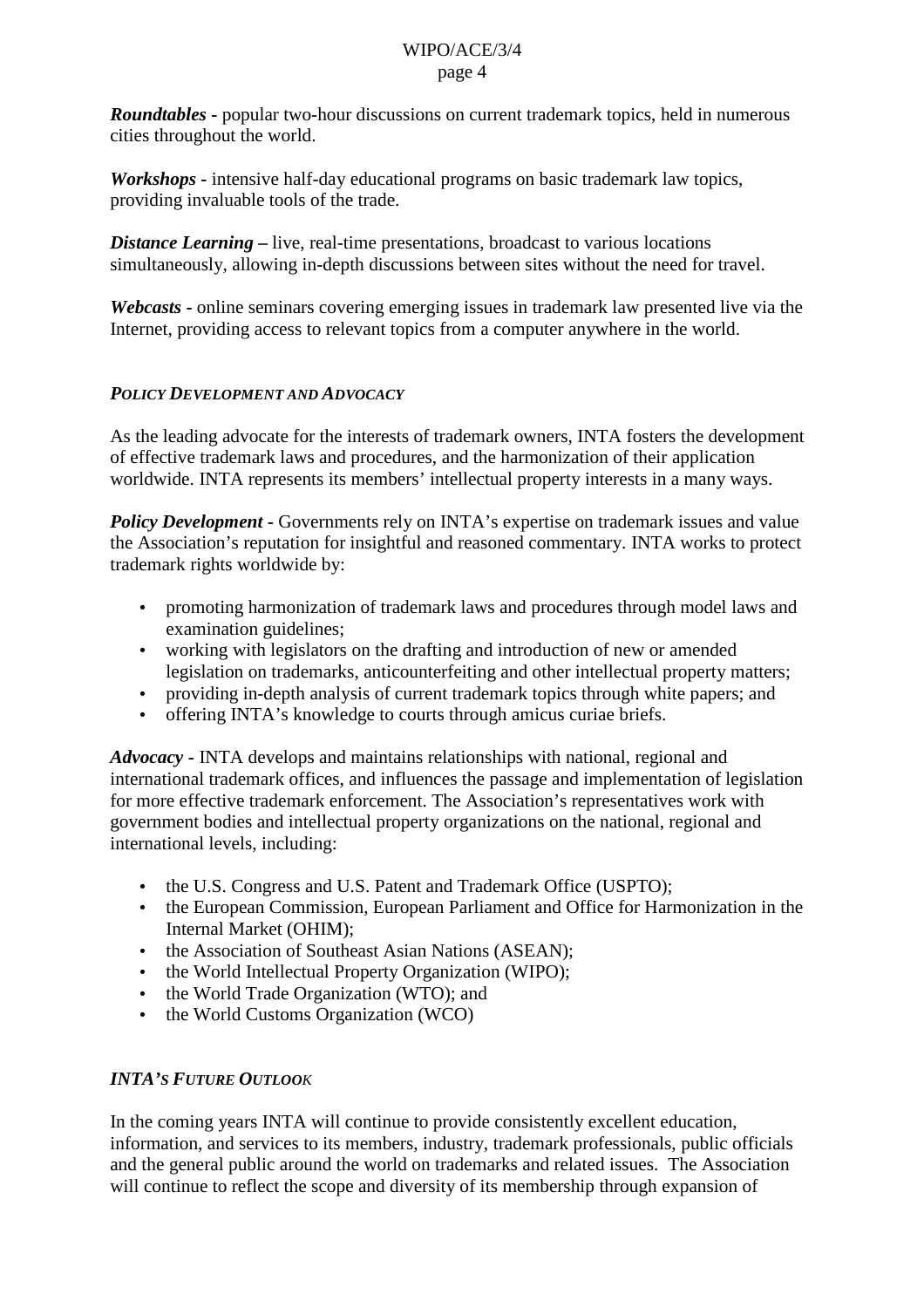***Roundtables*** **-** popular two-hour discussions on current trademark topics, held in numerous cities throughout the world.

***Workshops*** **-** intensive half-day educational programs on basic trademark law topics, providing invaluable tools of the trade.

***Distance Learning*** **–** live, real-time presentations, broadcast to various locations simultaneously, allowing in-depth discussions between sites without the need for travel.

***Webcasts*** **-** online seminars covering emerging issues in trademark law presented live via the Internet, providing access to relevant topics from a computer anywhere in the world.

### *POLICY DEVELOPMENT AND ADVOCACY*

As the leading advocate for the interests of trademark owners, INTA fosters the development of effective trademark laws and procedures, and the harmonization of their application worldwide. INTA represents its members' intellectual property interests in a many ways.

***Policy Development*** **-** Governments rely on INTA's expertise on trademark issues and value the Association's reputation for insightful and reasoned commentary. INTA works to protect trademark rights worldwide by:

- promoting harmonization of trademark laws and procedures through model laws and examination guidelines;
- working with legislators on the drafting and introduction of new or amended legislation on trademarks, anticounterfeiting and other intellectual property matters;
- providing in-depth analysis of current trademark topics through white papers; and
- offering INTA's knowledge to courts through amicus curiae briefs.

***Advocacy*** **-** INTA develops and maintains relationships with national, regional and international trademark offices, and influences the passage and implementation of legislation for more effective trademark enforcement. The Association's representatives work with government bodies and intellectual property organizations on the national, regional and international levels, including:

- the U.S. Congress and U.S. Patent and Trademark Office (USPTO);
- the European Commission, European Parliament and Office for Harmonization in the Internal Market (OHIM);
- the Association of Southeast Asian Nations (ASEAN);
- the World Intellectual Property Organization (WIPO);
- the World Trade Organization (WTO); and
- the World Customs Organization (WCO)

### *INTA'S FUTURE OUTLOOK*

In the coming years INTA will continue to provide consistently excellent education, information, and services to its members, industry, trademark professionals, public officials and the general public around the world on trademarks and related issues. The Association will continue to reflect the scope and diversity of its membership through expansion of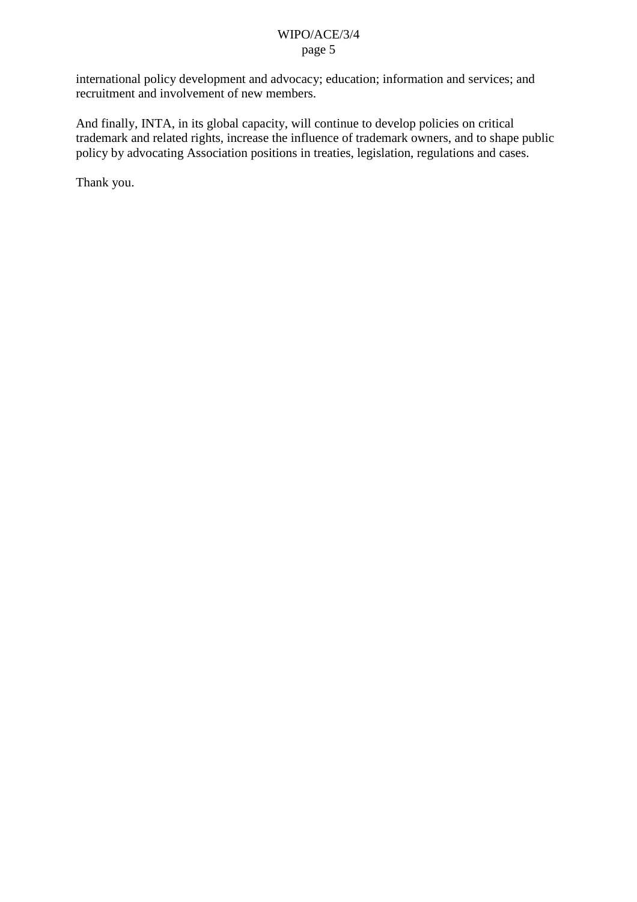international policy development and advocacy; education; information and services; and recruitment and involvement of new members.

And finally, INTA, in its global capacity, will continue to develop policies on critical trademark and related rights, increase the influence of trademark owners, and to shape public policy by advocating Association positions in treaties, legislation, regulations and cases.

Thank you.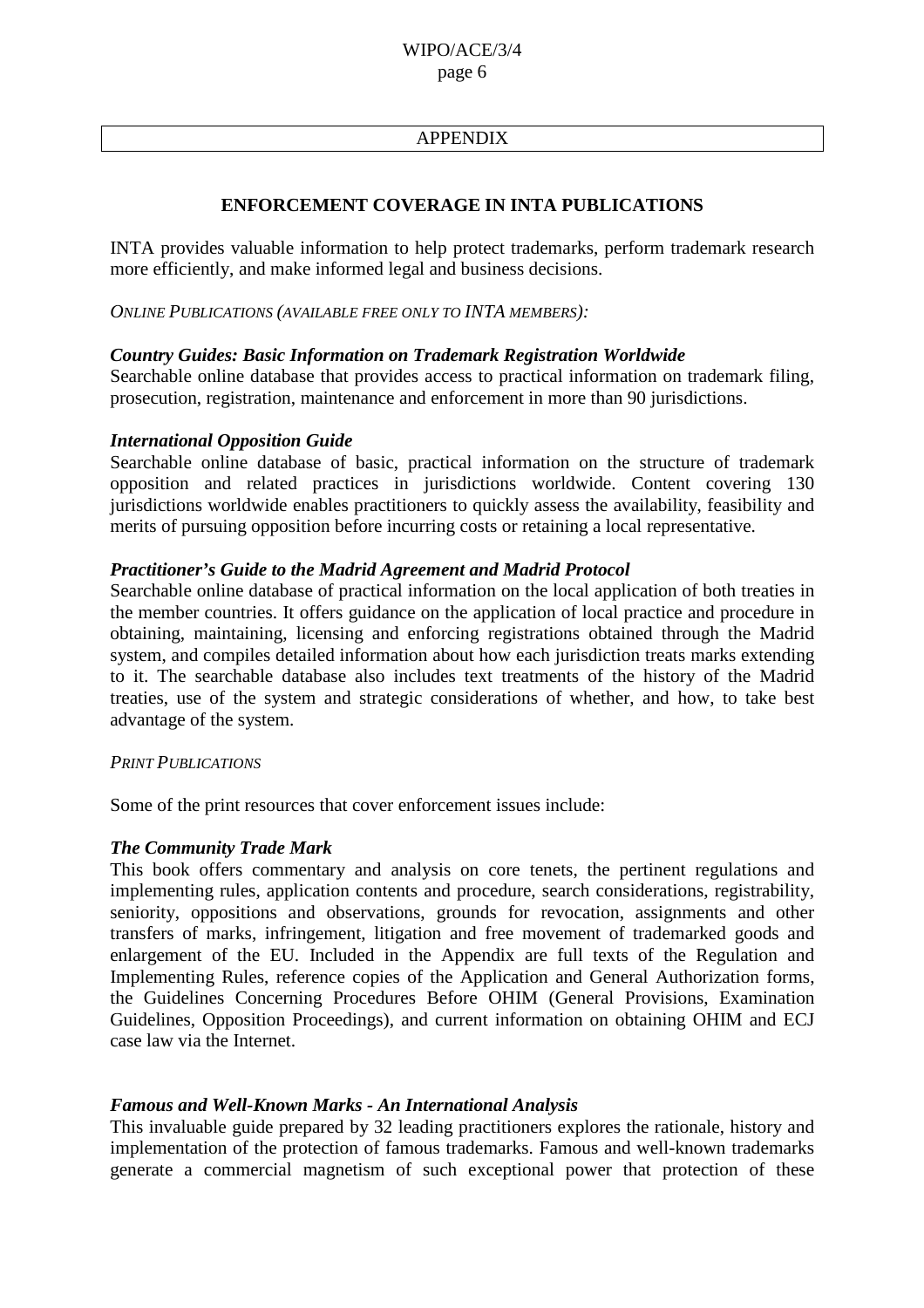## APPENDIX

### ENFORCEMENT COVERAGE IN INTA PUBLICATIONS

INTA provides valuable information to help protect trademarks, perform trademark research more efficiently, and make informed legal and business decisions.

*ONLINE PUBLICATIONS (AVAILABLE FREE ONLY TO INTA MEMBERS):*

***Country Guides: Basic Information on Trademark Registration Worldwide***
Searchable online database that provides access to practical information on trademark filing, prosecution, registration, maintenance and enforcement in more than 90 jurisdictions.

***International Opposition Guide***
Searchable online database of basic, practical information on the structure of trademark opposition and related practices in jurisdictions worldwide. Content covering 130 jurisdictions worldwide enables practitioners to quickly assess the availability, feasibility and merits of pursuing opposition before incurring costs or retaining a local representative.

***Practitioner's Guide to the Madrid Agreement and Madrid Protocol***
Searchable online database of practical information on the local application of both treaties in the member countries. It offers guidance on the application of local practice and procedure in obtaining, maintaining, licensing and enforcing registrations obtained through the Madrid system, and compiles detailed information about how each jurisdiction treats marks extending to it. The searchable database also includes text treatments of the history of the Madrid treaties, use of the system and strategic considerations of whether, and how, to take best advantage of the system.

*PRINT PUBLICATIONS*

Some of the print resources that cover enforcement issues include:

***The Community Trade Mark***
This book offers commentary and analysis on core tenets, the pertinent regulations and implementing rules, application contents and procedure, search considerations, registrability, seniority, oppositions and observations, grounds for revocation, assignments and other transfers of marks, infringement, litigation and free movement of trademarked goods and enlargement of the EU. Included in the Appendix are full texts of the Regulation and Implementing Rules, reference copies of the Application and General Authorization forms, the Guidelines Concerning Procedures Before OHIM (General Provisions, Examination Guidelines, Opposition Proceedings), and current information on obtaining OHIM and ECJ case law via the Internet.

***Famous and Well-Known Marks - An International Analysis***
This invaluable guide prepared by 32 leading practitioners explores the rationale, history and implementation of the protection of famous trademarks. Famous and well-known trademarks generate a commercial magnetism of such exceptional power that protection of these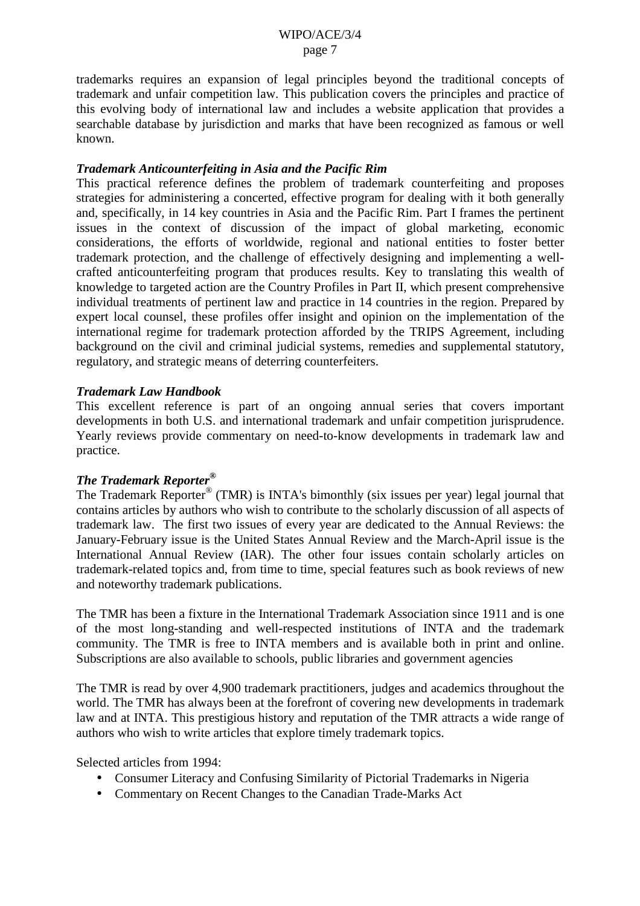trademarks requires an expansion of legal principles beyond the traditional concepts of trademark and unfair competition law. This publication covers the principles and practice of this evolving body of international law and includes a website application that provides a searchable database by jurisdiction and marks that have been recognized as famous or well known.

***Trademark Anticounterfeiting in Asia and the Pacific Rim***

This practical reference defines the problem of trademark counterfeiting and proposes strategies for administering a concerted, effective program for dealing with it both generally and, specifically, in 14 key countries in Asia and the Pacific Rim. Part I frames the pertinent issues in the context of discussion of the impact of global marketing, economic considerations, the efforts of worldwide, regional and national entities to foster better trademark protection, and the challenge of effectively designing and implementing a well-crafted anticounterfeiting program that produces results. Key to translating this wealth of knowledge to targeted action are the Country Profiles in Part II, which present comprehensive individual treatments of pertinent law and practice in 14 countries in the region. Prepared by expert local counsel, these profiles offer insight and opinion on the implementation of the international regime for trademark protection afforded by the TRIPS Agreement, including background on the civil and criminal judicial systems, remedies and supplemental statutory, regulatory, and strategic means of deterring counterfeiters.

***Trademark Law Handbook***

This excellent reference is part of an ongoing annual series that covers important developments in both U.S. and international trademark and unfair competition jurisprudence. Yearly reviews provide commentary on need-to-know developments in trademark law and practice.

***The Trademark Reporter®***

The Trademark Reporter® (TMR) is INTA's bimonthly (six issues per year) legal journal that contains articles by authors who wish to contribute to the scholarly discussion of all aspects of trademark law. The first two issues of every year are dedicated to the Annual Reviews: the January-February issue is the United States Annual Review and the March-April issue is the International Annual Review (IAR). The other four issues contain scholarly articles on trademark-related topics and, from time to time, special features such as book reviews of new and noteworthy trademark publications.

The TMR has been a fixture in the International Trademark Association since 1911 and is one of the most long-standing and well-respected institutions of INTA and the trademark community. The TMR is free to INTA members and is available both in print and online. Subscriptions are also available to schools, public libraries and government agencies

The TMR is read by over 4,900 trademark practitioners, judges and academics throughout the world. The TMR has always been at the forefront of covering new developments in trademark law and at INTA. This prestigious history and reputation of the TMR attracts a wide range of authors who wish to write articles that explore timely trademark topics.

Selected articles from 1994:

- Consumer Literacy and Confusing Similarity of Pictorial Trademarks in Nigeria
- Commentary on Recent Changes to the Canadian Trade-Marks Act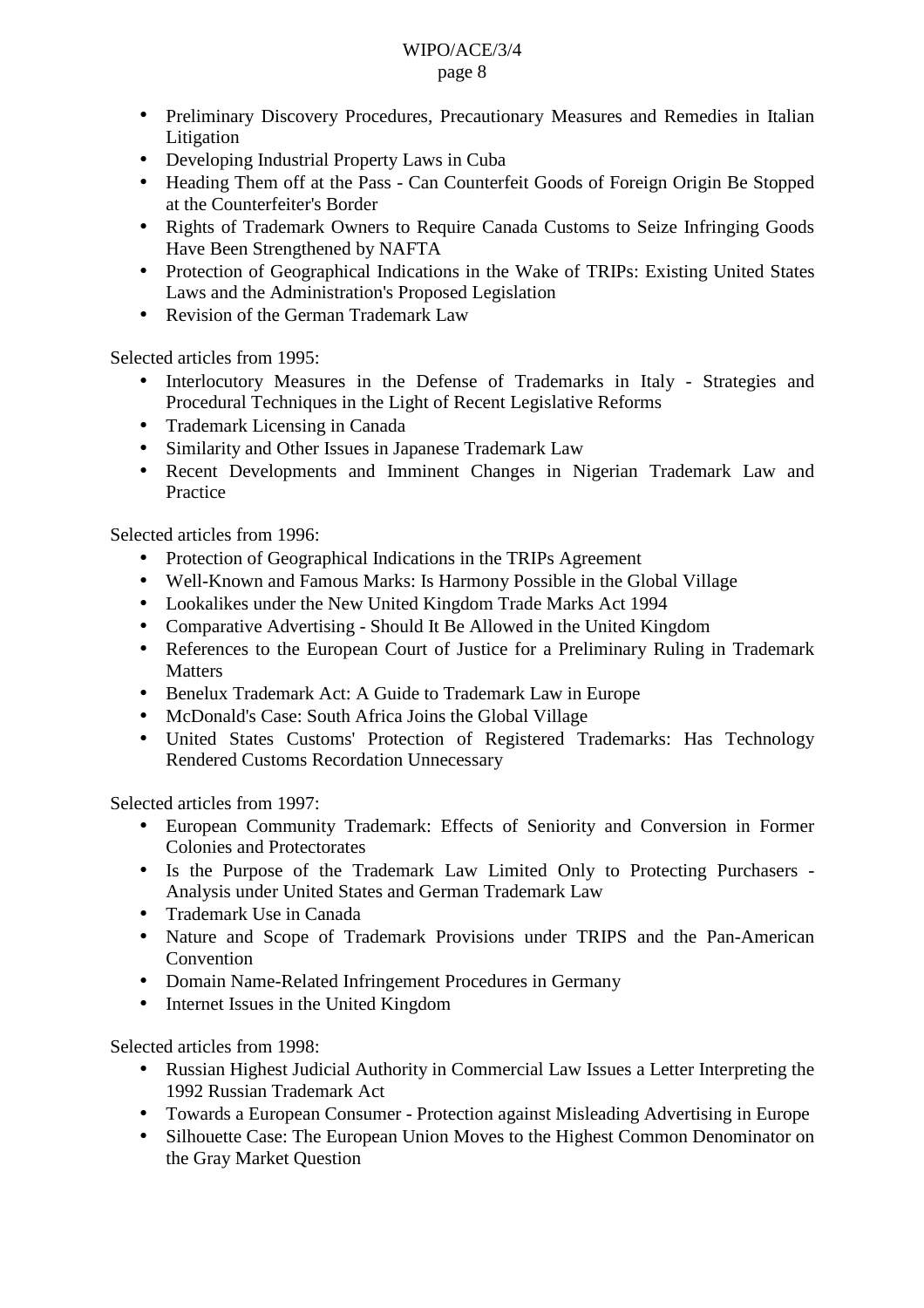- Preliminary Discovery Procedures, Precautionary Measures and Remedies in Italian Litigation
- Developing Industrial Property Laws in Cuba
- Heading Them off at the Pass - Can Counterfeit Goods of Foreign Origin Be Stopped at the Counterfeiter's Border
- Rights of Trademark Owners to Require Canada Customs to Seize Infringing Goods Have Been Strengthened by NAFTA
- Protection of Geographical Indications in the Wake of TRIPs: Existing United States Laws and the Administration's Proposed Legislation
- Revision of the German Trademark Law

Selected articles from 1995:

- Interlocutory Measures in the Defense of Trademarks in Italy - Strategies and Procedural Techniques in the Light of Recent Legislative Reforms
- Trademark Licensing in Canada
- Similarity and Other Issues in Japanese Trademark Law
- Recent Developments and Imminent Changes in Nigerian Trademark Law and Practice

Selected articles from 1996:

- Protection of Geographical Indications in the TRIPs Agreement
- Well-Known and Famous Marks: Is Harmony Possible in the Global Village
- Lookalikes under the New United Kingdom Trade Marks Act 1994
- Comparative Advertising - Should It Be Allowed in the United Kingdom
- References to the European Court of Justice for a Preliminary Ruling in Trademark Matters
- Benelux Trademark Act: A Guide to Trademark Law in Europe
- McDonald's Case: South Africa Joins the Global Village
- United States Customs' Protection of Registered Trademarks: Has Technology Rendered Customs Recordation Unnecessary

Selected articles from 1997:

- European Community Trademark: Effects of Seniority and Conversion in Former Colonies and Protectorates
- Is the Purpose of the Trademark Law Limited Only to Protecting Purchasers - Analysis under United States and German Trademark Law
- Trademark Use in Canada
- Nature and Scope of Trademark Provisions under TRIPS and the Pan-American Convention
- Domain Name-Related Infringement Procedures in Germany
- Internet Issues in the United Kingdom

Selected articles from 1998:

- Russian Highest Judicial Authority in Commercial Law Issues a Letter Interpreting the 1992 Russian Trademark Act
- Towards a European Consumer - Protection against Misleading Advertising in Europe
- Silhouette Case: The European Union Moves to the Highest Common Denominator on the Gray Market Question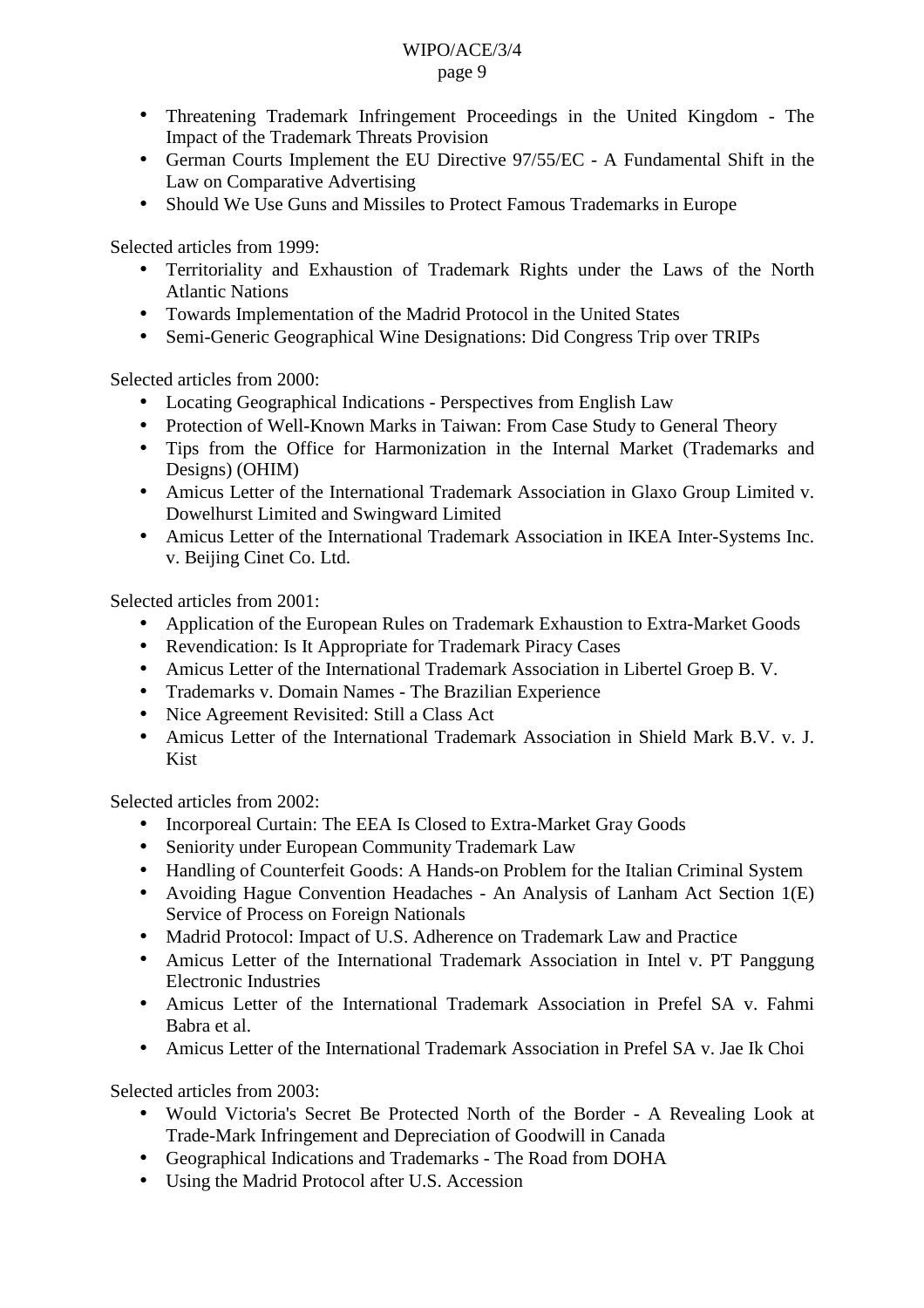- Threatening Trademark Infringement Proceedings in the United Kingdom - The Impact of the Trademark Threats Provision
- German Courts Implement the EU Directive 97/55/EC - A Fundamental Shift in the Law on Comparative Advertising
- Should We Use Guns and Missiles to Protect Famous Trademarks in Europe

Selected articles from 1999:

- Territoriality and Exhaustion of Trademark Rights under the Laws of the North Atlantic Nations
- Towards Implementation of the Madrid Protocol in the United States
- Semi-Generic Geographical Wine Designations: Did Congress Trip over TRIPs

Selected articles from 2000:

- Locating Geographical Indications - Perspectives from English Law
- Protection of Well-Known Marks in Taiwan: From Case Study to General Theory
- Tips from the Office for Harmonization in the Internal Market (Trademarks and Designs) (OHIM)
- Amicus Letter of the International Trademark Association in Glaxo Group Limited v. Dowelhurst Limited and Swingward Limited
- Amicus Letter of the International Trademark Association in IKEA Inter-Systems Inc. v. Beijing Cinet Co. Ltd.

Selected articles from 2001:

- Application of the European Rules on Trademark Exhaustion to Extra-Market Goods
- Revendication: Is It Appropriate for Trademark Piracy Cases
- Amicus Letter of the International Trademark Association in Libertel Groep B. V.
- Trademarks v. Domain Names - The Brazilian Experience
- Nice Agreement Revisited: Still a Class Act
- Amicus Letter of the International Trademark Association in Shield Mark B.V. v. J. Kist

Selected articles from 2002:

- Incorporeal Curtain: The EEA Is Closed to Extra-Market Gray Goods
- Seniority under European Community Trademark Law
- Handling of Counterfeit Goods: A Hands-on Problem for the Italian Criminal System
- Avoiding Hague Convention Headaches - An Analysis of Lanham Act Section 1(E) Service of Process on Foreign Nationals
- Madrid Protocol: Impact of U.S. Adherence on Trademark Law and Practice
- Amicus Letter of the International Trademark Association in Intel v. PT Panggung Electronic Industries
- Amicus Letter of the International Trademark Association in Prefel SA v. Fahmi Babra et al.
- Amicus Letter of the International Trademark Association in Prefel SA v. Jae Ik Choi

Selected articles from 2003:

- Would Victoria's Secret Be Protected North of the Border - A Revealing Look at Trade-Mark Infringement and Depreciation of Goodwill in Canada
- Geographical Indications and Trademarks - The Road from DOHA
- Using the Madrid Protocol after U.S. Accession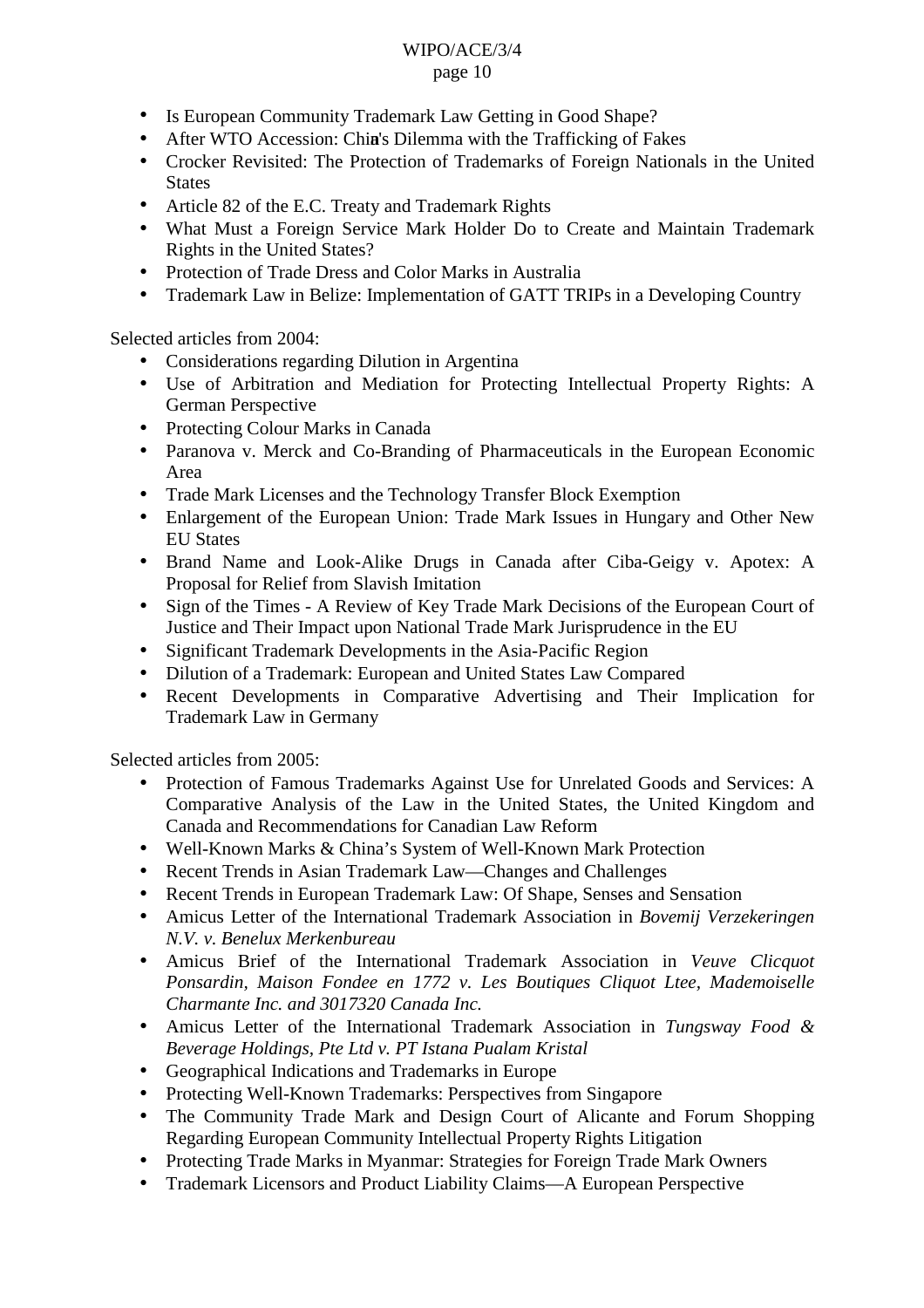- Is European Community Trademark Law Getting in Good Shape?
- After WTO Accession: China's Dilemma with the Trafficking of Fakes
- Crocker Revisited: The Protection of Trademarks of Foreign Nationals in the United States
- Article 82 of the E.C. Treaty and Trademark Rights
- What Must a Foreign Service Mark Holder Do to Create and Maintain Trademark Rights in the United States?
- Protection of Trade Dress and Color Marks in Australia
- Trademark Law in Belize: Implementation of GATT TRIPs in a Developing Country

Selected articles from 2004:

- Considerations regarding Dilution in Argentina
- Use of Arbitration and Mediation for Protecting Intellectual Property Rights: A German Perspective
- Protecting Colour Marks in Canada
- Paranova v. Merck and Co-Branding of Pharmaceuticals in the European Economic Area
- Trade Mark Licenses and the Technology Transfer Block Exemption
- Enlargement of the European Union: Trade Mark Issues in Hungary and Other New EU States
- Brand Name and Look-Alike Drugs in Canada after Ciba-Geigy v. Apotex: A Proposal for Relief from Slavish Imitation
- Sign of the Times - A Review of Key Trade Mark Decisions of the European Court of Justice and Their Impact upon National Trade Mark Jurisprudence in the EU
- Significant Trademark Developments in the Asia-Pacific Region
- Dilution of a Trademark: European and United States Law Compared
- Recent Developments in Comparative Advertising and Their Implication for Trademark Law in Germany

Selected articles from 2005:

- Protection of Famous Trademarks Against Use for Unrelated Goods and Services: A Comparative Analysis of the Law in the United States, the United Kingdom and Canada and Recommendations for Canadian Law Reform
- Well-Known Marks & China's System of Well-Known Mark Protection
- Recent Trends in Asian Trademark Law—Changes and Challenges
- Recent Trends in European Trademark Law: Of Shape, Senses and Sensation
- Amicus Letter of the International Trademark Association in *Bovemij Verzekeringen N.V. v. Benelux Merkenbureau*
- Amicus Brief of the International Trademark Association in *Veuve Clicquot Ponsardin, Maison Fondee en 1772 v. Les Boutiques Cliquot Ltee, Mademoiselle Charmante Inc. and 3017320 Canada Inc.*
- Amicus Letter of the International Trademark Association in *Tungsway Food & Beverage Holdings, Pte Ltd v. PT Istana Pualam Kristal*
- Geographical Indications and Trademarks in Europe
- Protecting Well-Known Trademarks: Perspectives from Singapore
- The Community Trade Mark and Design Court of Alicante and Forum Shopping Regarding European Community Intellectual Property Rights Litigation
- Protecting Trade Marks in Myanmar: Strategies for Foreign Trade Mark Owners
- Trademark Licensors and Product Liability Claims—A European Perspective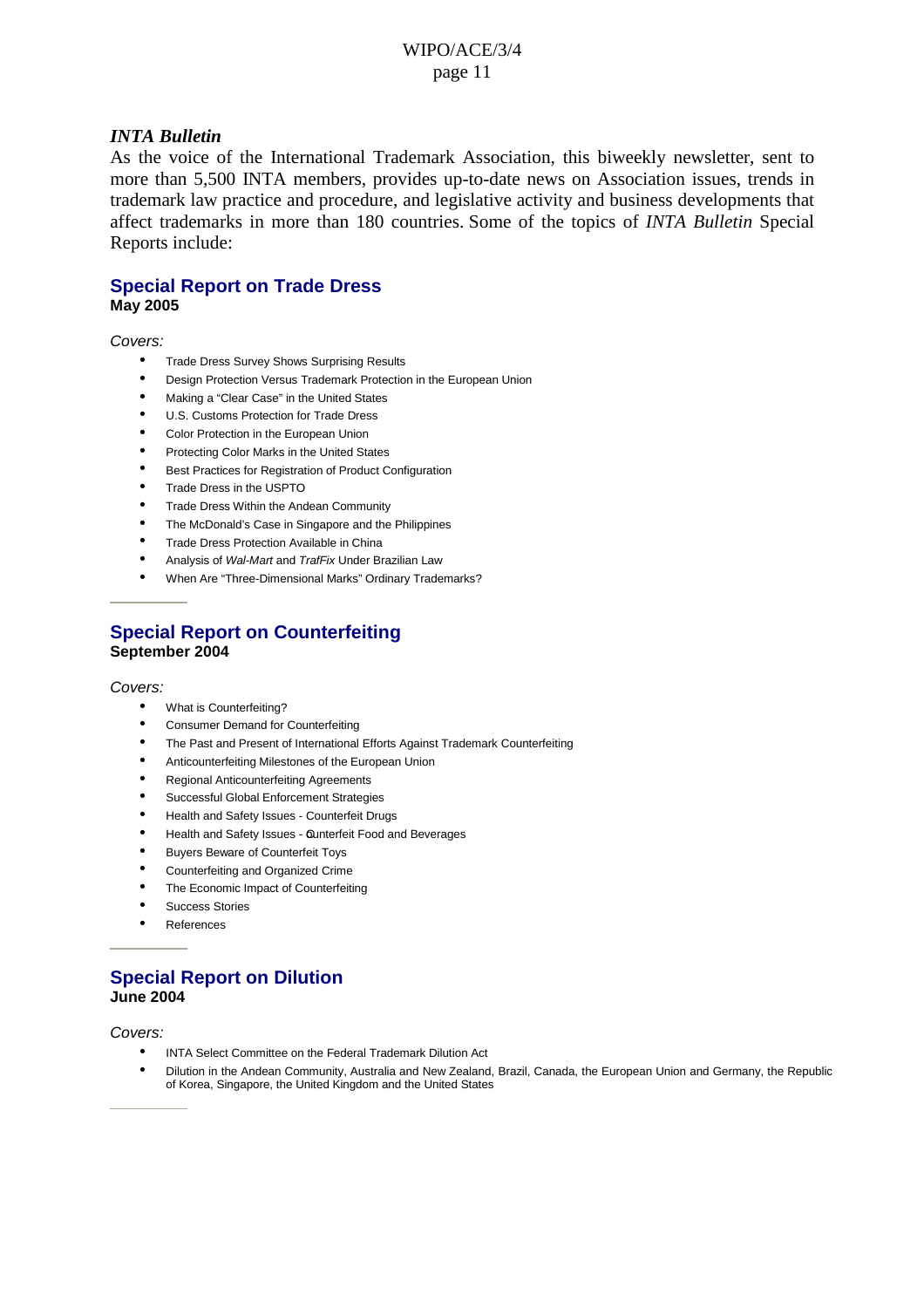## *INTA Bulletin*

As the voice of the International Trademark Association, this biweekly newsletter, sent to more than 5,500 INTA members, provides up-to-date news on Association issues, trends in trademark law practice and procedure, and legislative activity and business developments that affect trademarks in more than 180 countries. Some of the topics of *INTA Bulletin* Special Reports include:

### Special Report on Trade Dress

**May 2005**

*Covers:*

- Trade Dress Survey Shows Surprising Results
- Design Protection Versus Trademark Protection in the European Union
- Making a "Clear Case" in the United States
- U.S. Customs Protection for Trade Dress
- Color Protection in the European Union
- Protecting Color Marks in the United States
- Best Practices for Registration of Product Configuration
- Trade Dress in the USPTO
- Trade Dress Within the Andean Community
- The McDonald's Case in Singapore and the Philippines
- Trade Dress Protection Available in China
- Analysis of *Wal-Mart* and *TrafFix* Under Brazilian Law
- When Are "Three-Dimensional Marks" Ordinary Trademarks?

---

### Special Report on Counterfeiting

**September 2004**

*Covers:*

- What is Counterfeiting?
- Consumer Demand for Counterfeiting
- The Past and Present of International Efforts Against Trademark Counterfeiting
- Anticounterfeiting Milestones of the European Union
- Regional Anticounterfeiting Agreements
- Successful Global Enforcement Strategies
- Health and Safety Issues - Counterfeit Drugs
- Health and Safety Issues - Counterfeit Food and Beverages
- Buyers Beware of Counterfeit Toys
- Counterfeiting and Organized Crime
- The Economic Impact of Counterfeiting
- Success Stories
- References

---

### Special Report on Dilution

**June 2004**

*Covers:*

- INTA Select Committee on the Federal Trademark Dilution Act
- Dilution in the Andean Community, Australia and New Zealand, Brazil, Canada, the European Union and Germany, the Republic of Korea, Singapore, the United Kingdom and the United States

---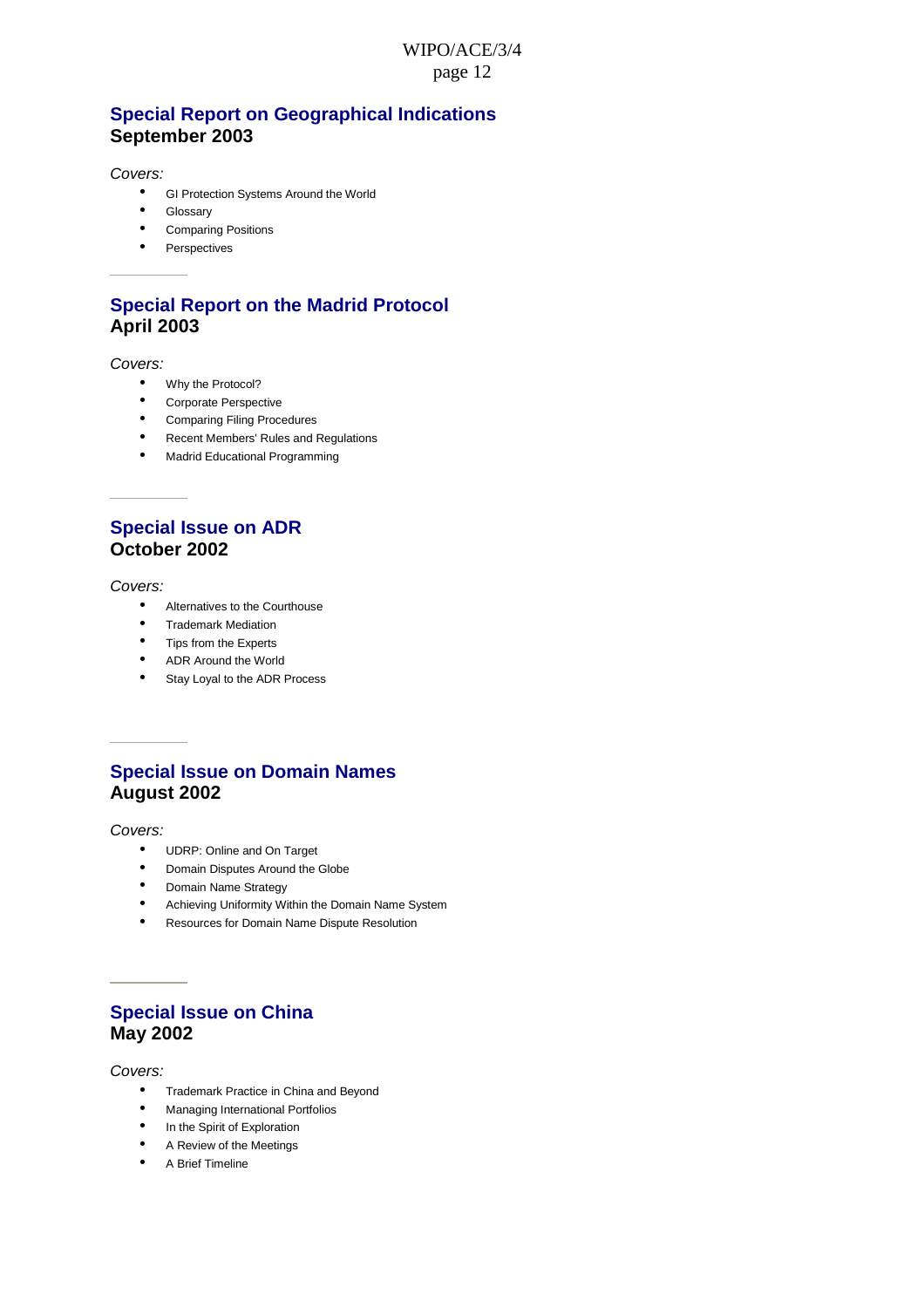## Special Report on Geographical Indications
**September 2003**

*Covers:*

- GI Protection Systems Around the World
- Glossary
- Comparing Positions
- Perspectives

---

## Special Report on the Madrid Protocol
**April 2003**

*Covers:*

- Why the Protocol?
- Corporate Perspective
- Comparing Filing Procedures
- Recent Members' Rules and Regulations
- Madrid Educational Programming

---

## Special Issue on ADR
**October 2002**

*Covers:*

- Alternatives to the Courthouse
- Trademark Mediation
- Tips from the Experts
- ADR Around the World
- Stay Loyal to the ADR Process

---

## Special Issue on Domain Names
**August 2002**

*Covers:*

- UDRP: Online and On Target
- Domain Disputes Around the Globe
- Domain Name Strategy
- Achieving Uniformity Within the Domain Name System
- Resources for Domain Name Dispute Resolution

---

## Special Issue on China
**May 2002**

*Covers:*

- Trademark Practice in China and Beyond
- Managing International Portfolios
- In the Spirit of Exploration
- A Review of the Meetings
- A Brief Timeline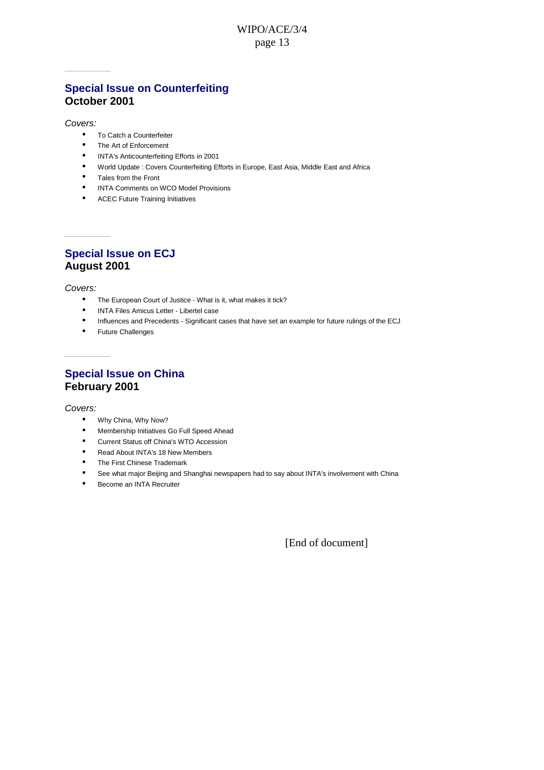---

## Special Issue on Counterfeiting
**October 2001**

*Covers:*

- To Catch a Counterfeiter
- The Art of Enforcement
- INTA's Anticounterfeiting Efforts in 2001
- World Update : Covers Counterfeiting Efforts in Europe, East Asia, Middle East and Africa
- Tales from the Front
- INTA Comments on WCO Model Provisions
- ACEC Future Training Initiatives

---

## Special Issue on ECJ
**August 2001**

*Covers:*

- The European Court of Justice - What is it, what makes it tick?
- INTA Files Amicus Letter - Libertel case
- Influences and Precedents - Significant cases that have set an example for future rulings of the ECJ
- Future Challenges

---

## Special Issue on China
**February 2001**

*Covers:*

- Why China, Why Now?
- Membership Initiatives Go Full Speed Ahead
- Current Status off China's WTO Accession
- Read About INTA's 18 New Members
- The First Chinese Trademark
- See what major Beijing and Shanghai newspapers had to say about INTA's involvement with China
- Become an INTA Recruiter

[End of document]